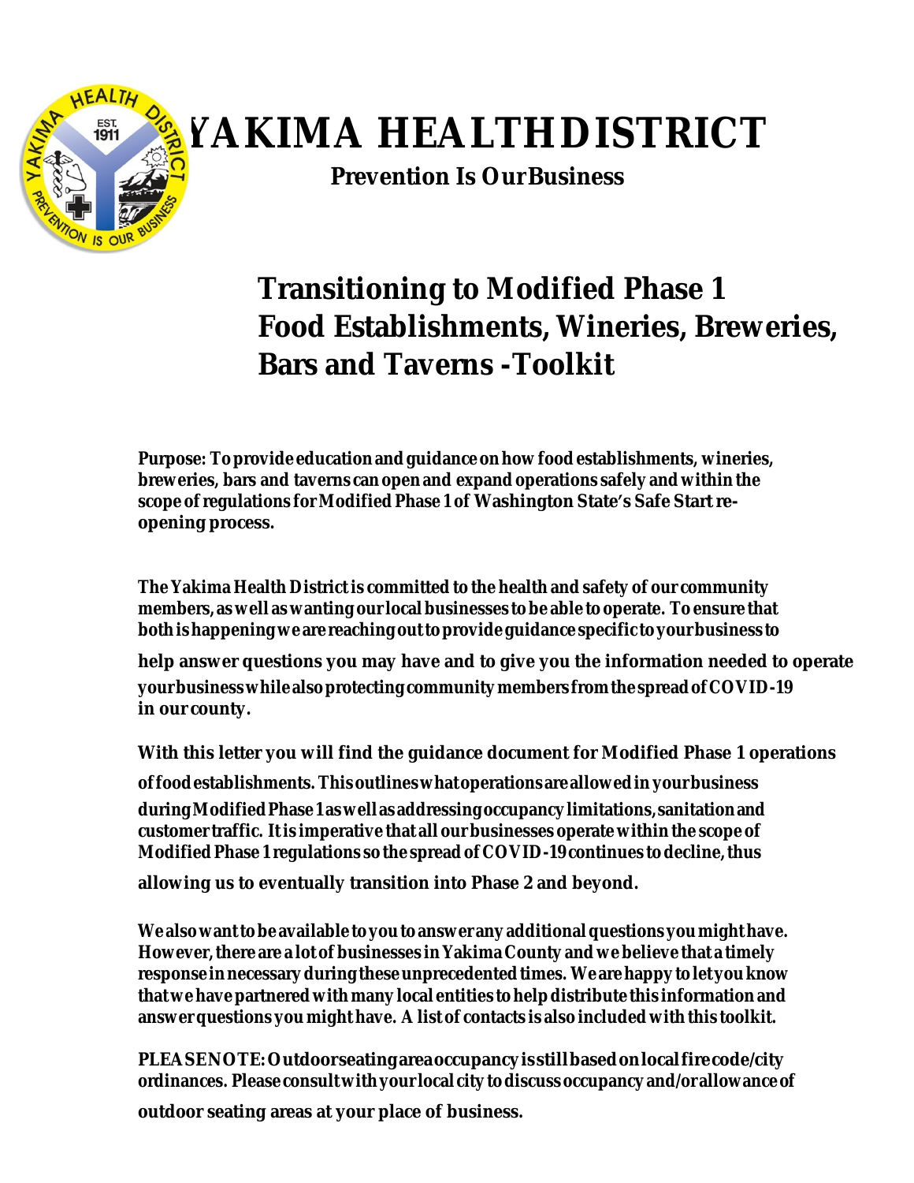# YAKIMA HEALTH DISTRICT

**Prevention Is Our Business**

## Transitioning to Modified Phase 1 Food Establishments, Wineries, Breweries, Bars and Taverns - Toolkit

**Purpose: To provide education and guidance on how food establishments, wineries, breweries, bars and taverns can open and expand operations safely and within the scope of regulations for Modified Phase 1 of Washington State's Safe Start re-opening process.**

**The Yakima Health District is committed to the health and safety of our community members, as well as wanting our local businesses to be able to operate. To ensure that both is happening we are reaching out to provide guidance specific to your business to help answer questions you may have and to give you the information needed to operate your business while also protecting community members from the spread of COVID-19 in our county.**

**With this letter you will find the guidance document for Modified Phase 1 operations of food establishments. This outlines what operations are allowed in your business during Modified Phase 1 as well as addressing occupancy limitations, sanitation and customer traffic. It is imperative that all our businesses operate within the scope of Modified Phase 1 regulations so the spread of COVID-19 continues to decline, thus allowing us to eventually transition into Phase 2 and beyond.**

**We also want to be available to you to answer any additional questions you might have. However, there are a lot of businesses in Yakima County and we believe that a timely response in necessary during these unprecedented times. We are happy to let you know that we have partnered with many local entities to help distribute this information and answer questions you might have. A list of contacts is also included with this toolkit.**

**PLEASE NOTE: Outdoor seating area occupancy is still based on local fire code/city ordinances. Please consult with your local city to discuss occupancy and/or allowance of outdoor seating areas at your place of business.**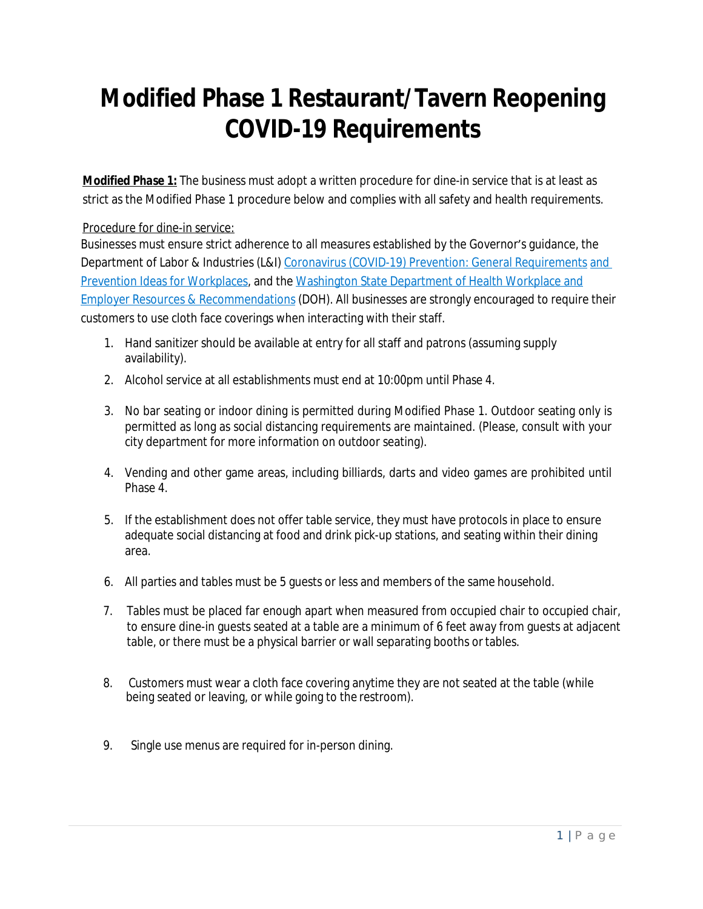# Modified Phase 1 Restaurant/Tavern Reopening COVID-19 Requirements

**<u>Modified Phase 1:</u>** The business must adopt a written procedure for dine-in service that is at least as strict as the Modified Phase 1 procedure below and complies with all safety and health requirements.

<u>Procedure for dine-in service:</u>

Businesses must ensure strict adherence to all measures established by the Governor's guidance, the Department of Labor & Industries (L&I) [Coronavirus (COVID-19) Prevention: General Requirements and Prevention Ideas for Workplaces](), and the [Washington State Department of Health Workplace and Employer Resources & Recommendations]() (DOH). All businesses are strongly encouraged to require their customers to use cloth face coverings when interacting with their staff.

1. Hand sanitizer should be available at entry for all staff and patrons (assuming supply availability).
2. Alcohol service at all establishments must end at 10:00pm until Phase 4.
3. No bar seating or indoor dining is permitted during Modified Phase 1. Outdoor seating only is permitted as long as social distancing requirements are maintained. (Please, consult with your city department for more information on outdoor seating).
4. Vending and other game areas, including billiards, darts and video games are prohibited until Phase 4.
5. If the establishment does not offer table service, they must have protocols in place to ensure adequate social distancing at food and drink pick-up stations, and seating within their dining area.
6. All parties and tables must be 5 guests or less and members of the same household.
7. Tables must be placed far enough apart when measured from occupied chair to occupied chair, to ensure dine-in guests seated at a table are a minimum of 6 feet away from guests at adjacent table, or there must be a physical barrier or wall separating booths or tables.
8. Customers must wear a cloth face covering anytime they are not seated at the table (while being seated or leaving, or while going to the restroom).
9. Single use menus are required for in-person dining.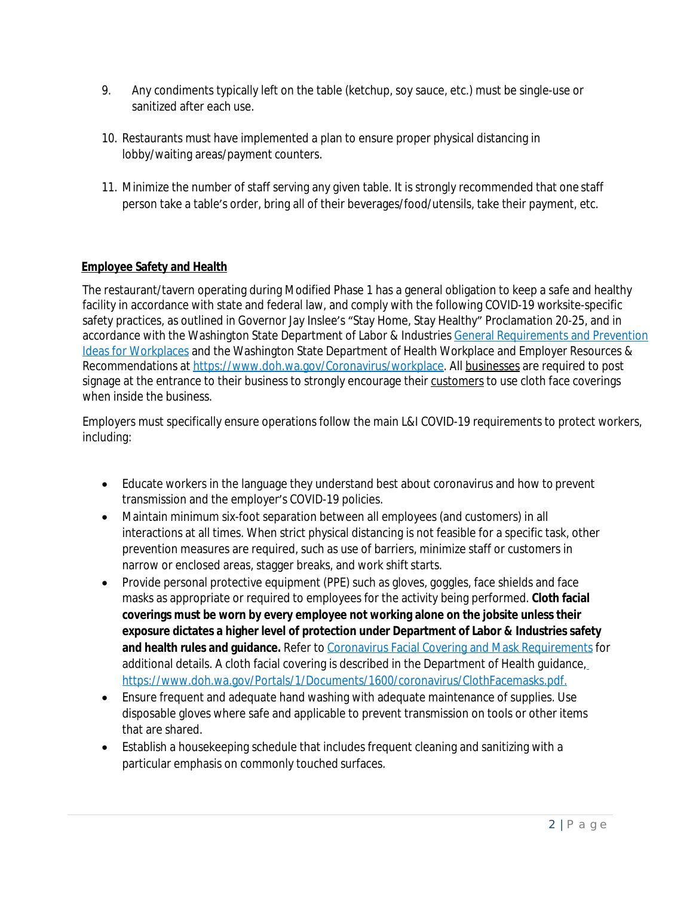9. Any condiments typically left on the table (ketchup, soy sauce, etc.) must be single-use or sanitized after each use.

10. Restaurants must have implemented a plan to ensure proper physical distancing in lobby/waiting areas/payment counters.

11. Minimize the number of staff serving any given table. It is strongly recommended that one staff person take a table's order, bring all of their beverages/food/utensils, take their payment, etc.

**Employee Safety and Health**

The restaurant/tavern operating during Modified Phase 1 has a general obligation to keep a safe and healthy facility in accordance with state and federal law, and comply with the following COVID-19 worksite-specific safety practices, as outlined in Governor Jay Inslee's "Stay Home, Stay Healthy" Proclamation 20-25, and in accordance with the Washington State Department of Labor & Industries General Requirements and Prevention Ideas for Workplaces and the Washington State Department of Health Workplace and Employer Resources & Recommendations at https://www.doh.wa.gov/Coronavirus/workplace. All businesses are required to post signage at the entrance to their business to strongly encourage their customers to use cloth face coverings when inside the business.

Employers must specifically ensure operations follow the main L&I COVID-19 requirements to protect workers, including:

- Educate workers in the language they understand best about coronavirus and how to prevent transmission and the employer's COVID-19 policies.
- Maintain minimum six-foot separation between all employees (and customers) in all interactions at all times. When strict physical distancing is not feasible for a specific task, other prevention measures are required, such as use of barriers, minimize staff or customers in narrow or enclosed areas, stagger breaks, and work shift starts.
- Provide personal protective equipment (PPE) such as gloves, goggles, face shields and face masks as appropriate or required to employees for the activity being performed. **Cloth facial coverings must be worn by every employee not working alone on the jobsite unless their exposure dictates a higher level of protection under Department of Labor & Industries safety and health rules and guidance.** Refer to Coronavirus Facial Covering and Mask Requirements for additional details. A cloth facial covering is described in the Department of Health guidance, https://www.doh.wa.gov/Portals/1/Documents/1600/coronavirus/ClothFacemasks.pdf.
- Ensure frequent and adequate hand washing with adequate maintenance of supplies. Use disposable gloves where safe and applicable to prevent transmission on tools or other items that are shared.
- Establish a housekeeping schedule that includes frequent cleaning and sanitizing with a particular emphasis on commonly touched surfaces.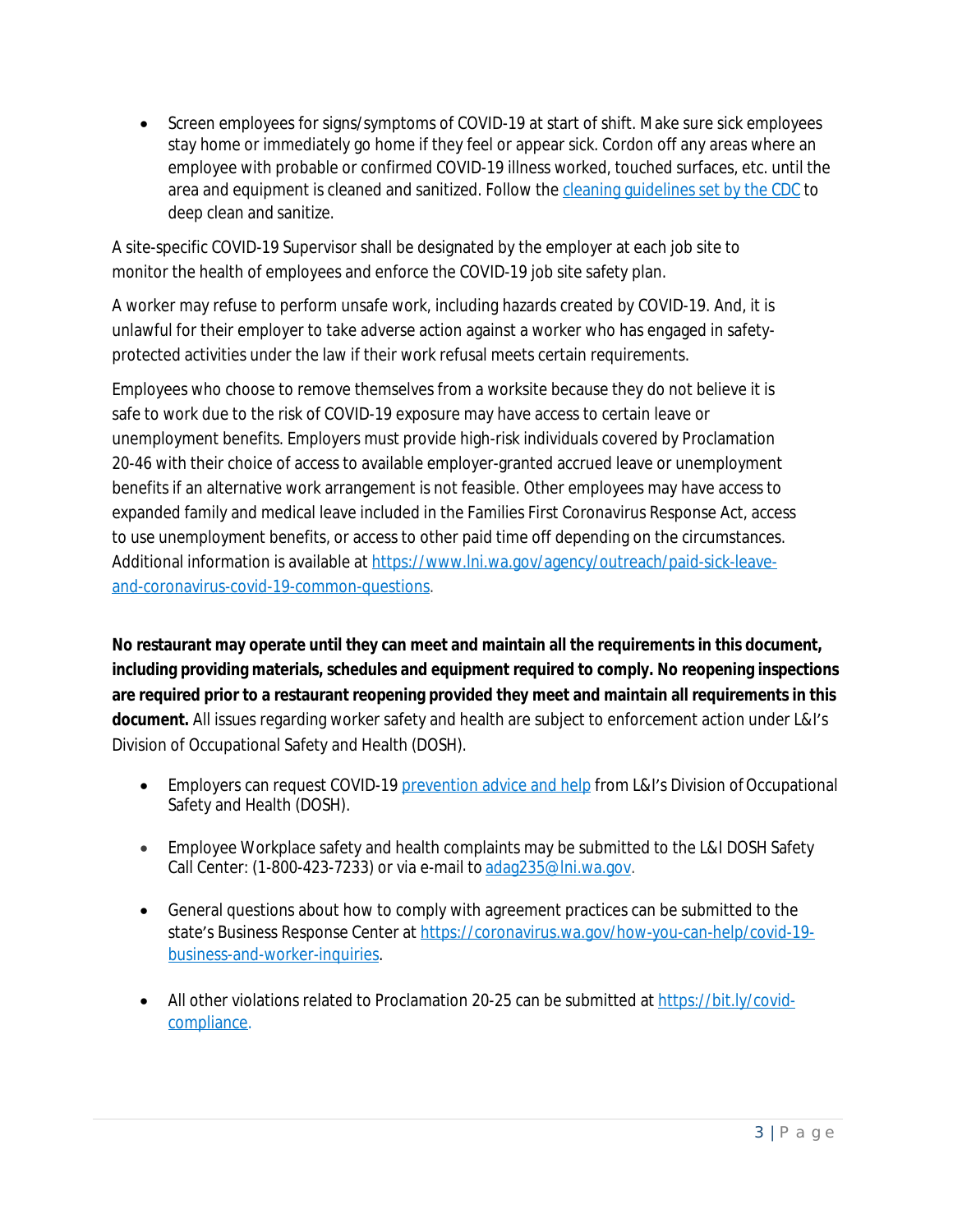- Screen employees for signs/symptoms of COVID-19 at start of shift. Make sure sick employees stay home or immediately go home if they feel or appear sick. Cordon off any areas where an employee with probable or confirmed COVID-19 illness worked, touched surfaces, etc. until the area and equipment is cleaned and sanitized. Follow the [cleaning guidelines set by the CDC]() to deep clean and sanitize.

A site-specific COVID-19 Supervisor shall be designated by the employer at each job site to monitor the health of employees and enforce the COVID-19 job site safety plan.

A worker may refuse to perform unsafe work, including hazards created by COVID-19. And, it is unlawful for their employer to take adverse action against a worker who has engaged in safety-protected activities under the law if their work refusal meets certain requirements.

Employees who choose to remove themselves from a worksite because they do not believe it is safe to work due to the risk of COVID-19 exposure may have access to certain leave or unemployment benefits. Employers must provide high-risk individuals covered by Proclamation 20-46 with their choice of access to available employer-granted accrued leave or unemployment benefits if an alternative work arrangement is not feasible. Other employees may have access to expanded family and medical leave included in the Families First Coronavirus Response Act, access to use unemployment benefits, or access to other paid time off depending on the circumstances. Additional information is available at https://www.lni.wa.gov/agency/outreach/paid-sick-leave-and-coronavirus-covid-19-common-questions.

**No restaurant may operate until they can meet and maintain all the requirements in this document, including providing materials, schedules and equipment required to comply. No reopening inspections are required prior to a restaurant reopening provided they meet and maintain all requirements in this document.** All issues regarding worker safety and health are subject to enforcement action under L&I's Division of Occupational Safety and Health (DOSH).

- Employers can request COVID-19 [prevention advice and help]() from L&I's Division of Occupational Safety and Health (DOSH).
- Employee Workplace safety and health complaints may be submitted to the L&I DOSH Safety Call Center: (1-800-423-7233) or via e-mail to adag235@lni.wa.gov.
- General questions about how to comply with agreement practices can be submitted to the state's Business Response Center at https://coronavirus.wa.gov/how-you-can-help/covid-19-business-and-worker-inquiries.
- All other violations related to Proclamation 20-25 can be submitted at https://bit.ly/covid-compliance.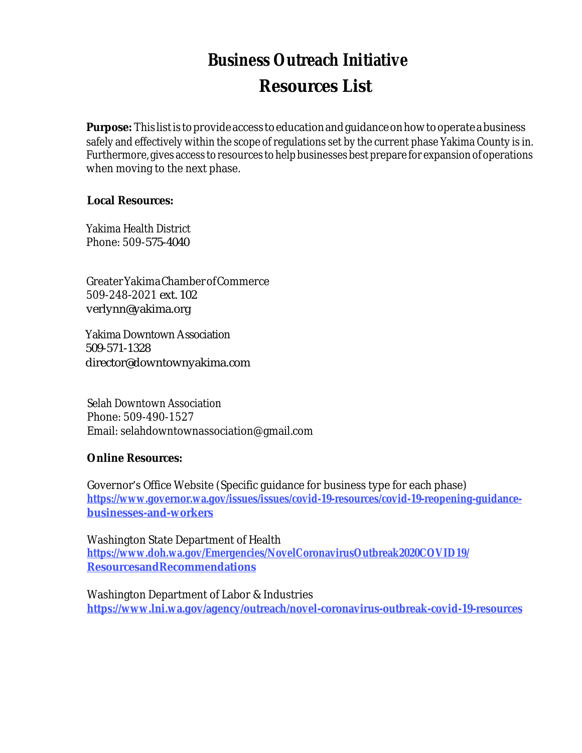# Business Outreach Initiative
# Resources List

**Purpose:** This list is to provide access to education and guidance on how to operate a business safely and effectively within the scope of regulations set by the current phase Yakima County is in. Furthermore, gives access to resources to help businesses best prepare for expansion of operations when moving to the next phase.

**Local Resources:**

Yakima Health District
Phone: 509-575-4040

Greater Yakima Chamber of Commerce
509-248-2021 ext. 102
verlynn@yakima.org

Yakima Downtown Association
509-571-1328
director@downtownyakima.com

Selah Downtown Association
Phone: 509-490-1527
Email: selahdowntownassociation@gmail.com

**Online Resources:**

Governor's Office Website (Specific guidance for business type for each phase)
**https://www.governor.wa.gov/issues/issues/covid-19-resources/covid-19-reopening-guidance-businesses-and-workers**

Washington State Department of Health
**https://www.doh.wa.gov/Emergencies/NovelCoronavirusOutbreak2020COVID19/ResourcesandRecommendations**

Washington Department of Labor & Industries
**https://www.lni.wa.gov/agency/outreach/novel-coronavirus-outbreak-covid-19-resources**